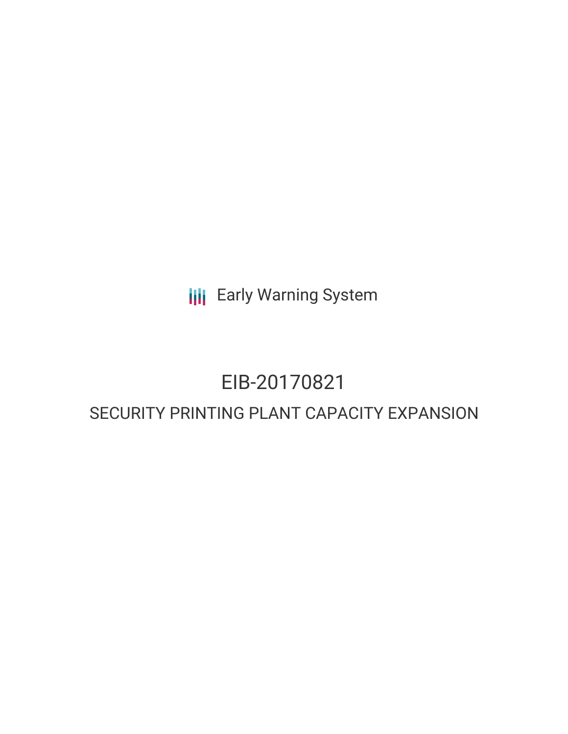Early Warning System

# EIB-20170821

## SECURITY PRINTING PLANT CAPACITY EXPANSION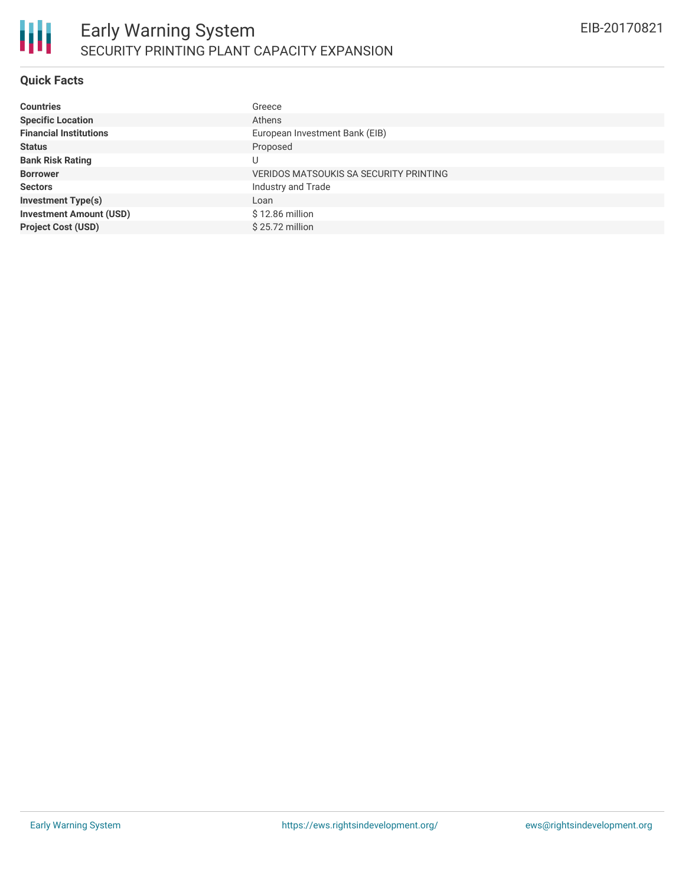## Quick Facts

| | |
|---|---|
| **Countries** | Greece |
| **Specific Location** | Athens |
| **Financial Institutions** | European Investment Bank (EIB) |
| **Status** | Proposed |
| **Bank Risk Rating** | U |
| **Borrower** | VERIDOS MATSOUKIS SA SECURITY PRINTING |
| **Sectors** | Industry and Trade |
| **Investment Type(s)** | Loan |
| **Investment Amount (USD)** | $ 12.86 million |
| **Project Cost (USD)** | $ 25.72 million |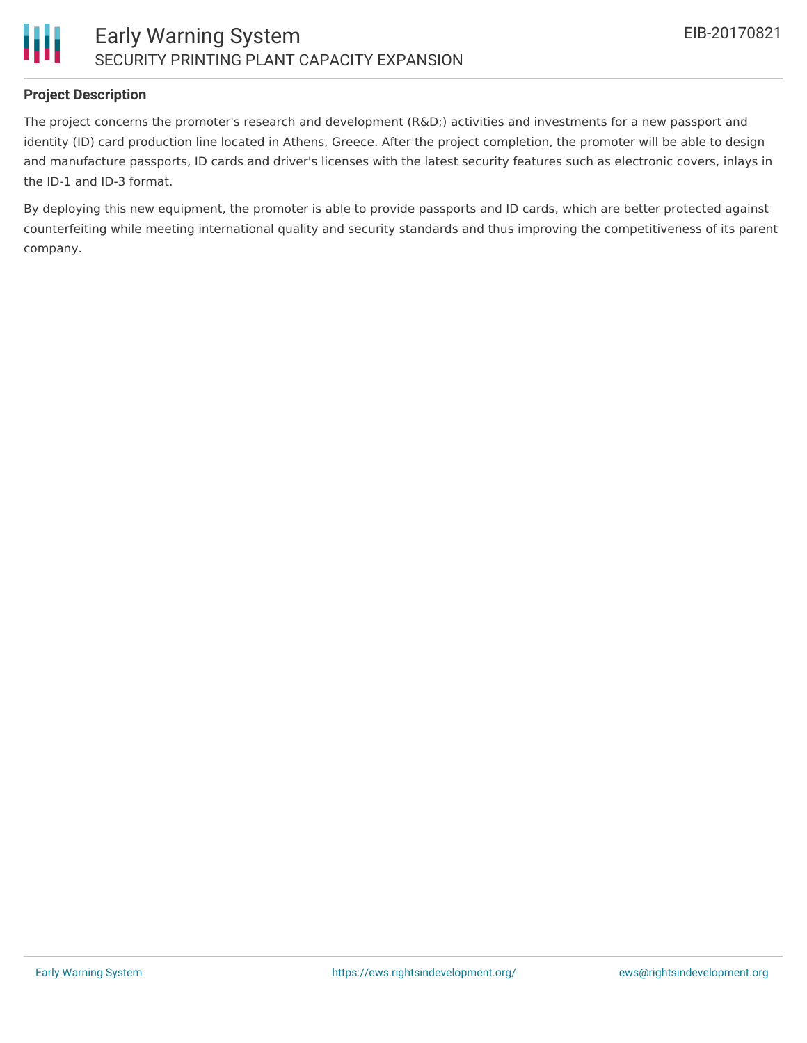## Project Description

The project concerns the promoter's research and development (R&D;) activities and investments for a new passport and identity (ID) card production line located in Athens, Greece. After the project completion, the promoter will be able to design and manufacture passports, ID cards and driver's licenses with the latest security features such as electronic covers, inlays in the ID-1 and ID-3 format.

By deploying this new equipment, the promoter is able to provide passports and ID cards, which are better protected against counterfeiting while meeting international quality and security standards and thus improving the competitiveness of its parent company.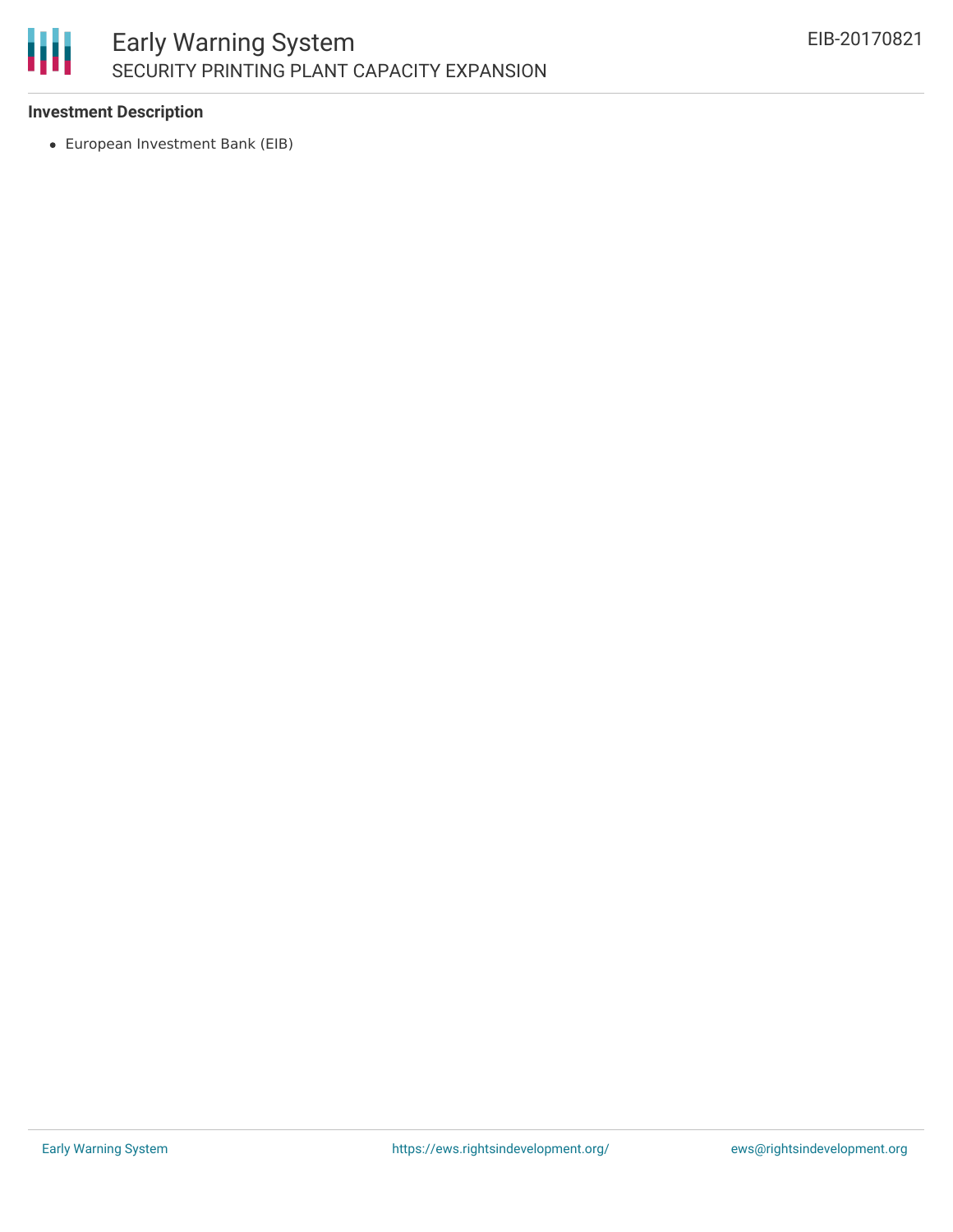**Investment Description**

- European Investment Bank (EIB)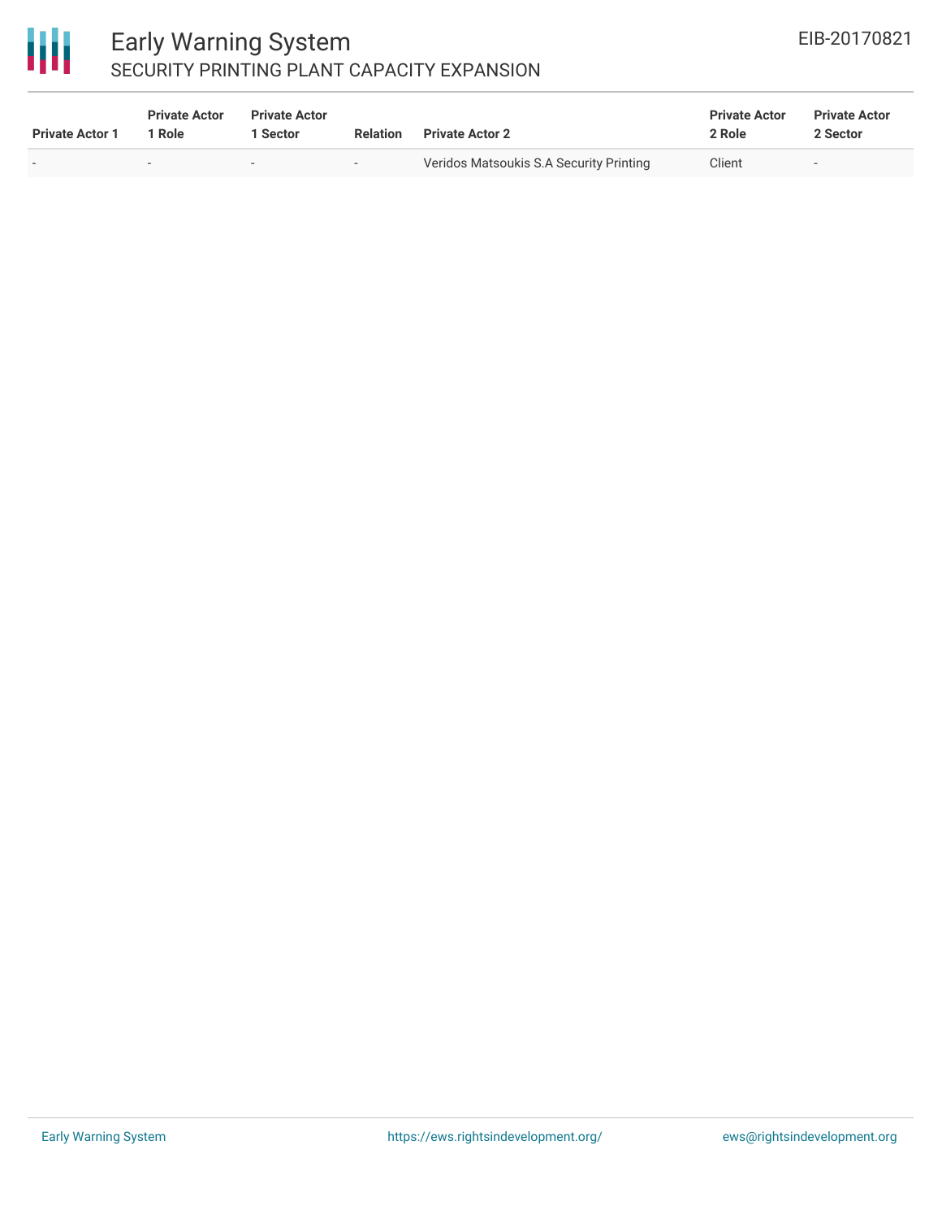| Private Actor 1 | Private Actor 1 Role | Private Actor 1 Sector | Relation | Private Actor 2 | Private Actor 2 Role | Private Actor 2 Sector |
|---|---|---|---|---|---|---|
| - | - | - | - | Veridos Matsoukis S.A Security Printing | Client | - |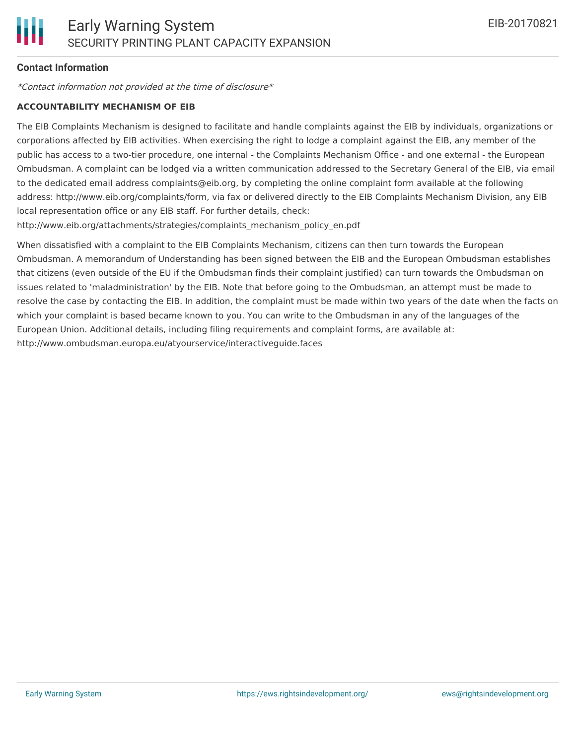**Contact Information**

*\*Contact information not provided at the time of disclosure\**

**ACCOUNTABILITY MECHANISM OF EIB**

The EIB Complaints Mechanism is designed to facilitate and handle complaints against the EIB by individuals, organizations or corporations affected by EIB activities. When exercising the right to lodge a complaint against the EIB, any member of the public has access to a two-tier procedure, one internal - the Complaints Mechanism Office - and one external - the European Ombudsman. A complaint can be lodged via a written communication addressed to the Secretary General of the EIB, via email to the dedicated email address complaints@eib.org, by completing the online complaint form available at the following address: http://www.eib.org/complaints/form, via fax or delivered directly to the EIB Complaints Mechanism Division, any EIB local representation office or any EIB staff. For further details, check: http://www.eib.org/attachments/strategies/complaints_mechanism_policy_en.pdf

When dissatisfied with a complaint to the EIB Complaints Mechanism, citizens can then turn towards the European Ombudsman. A memorandum of Understanding has been signed between the EIB and the European Ombudsman establishes that citizens (even outside of the EU if the Ombudsman finds their complaint justified) can turn towards the Ombudsman on issues related to 'maladministration' by the EIB. Note that before going to the Ombudsman, an attempt must be made to resolve the case by contacting the EIB. In addition, the complaint must be made within two years of the date when the facts on which your complaint is based became known to you. You can write to the Ombudsman in any of the languages of the European Union. Additional details, including filing requirements and complaint forms, are available at: http://www.ombudsman.europa.eu/atyourservice/interactiveguide.faces